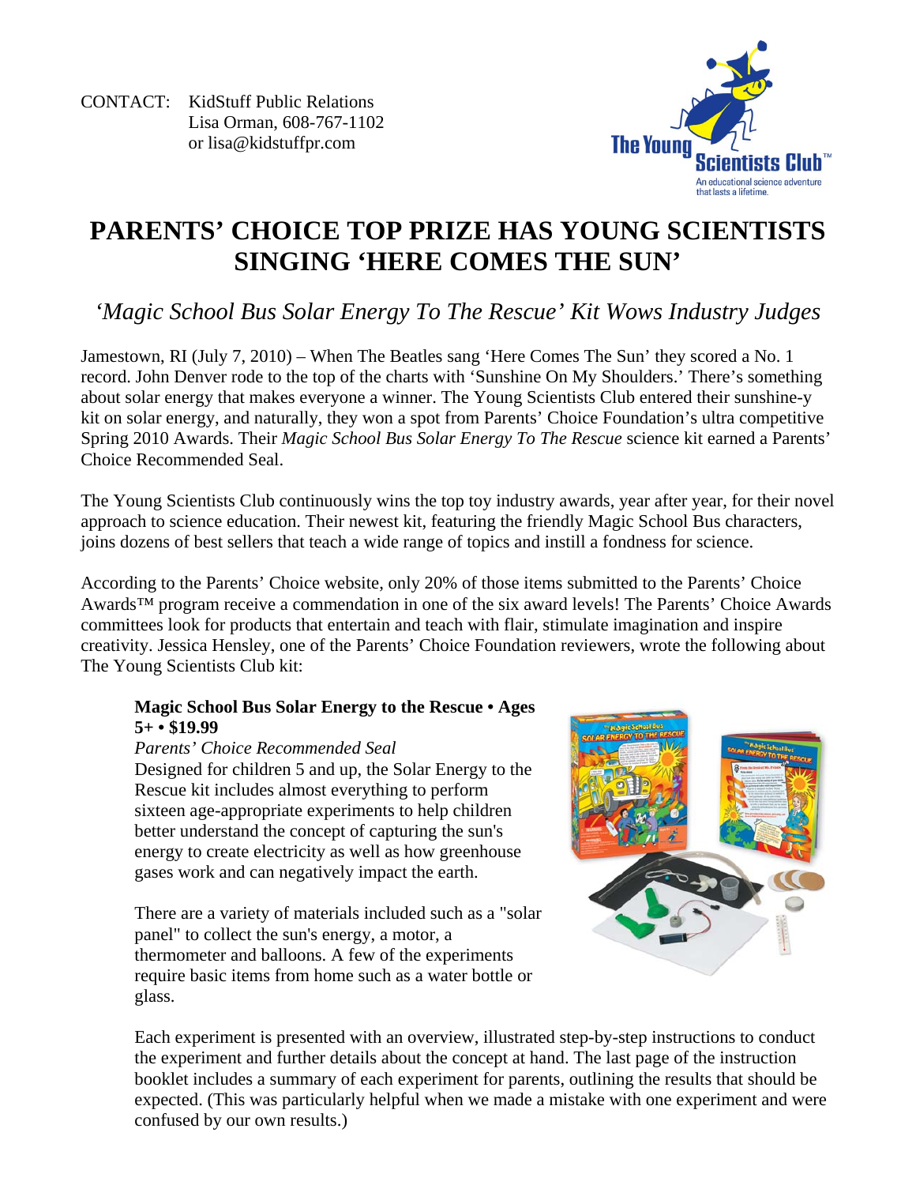CONTACT: KidStuff Public Relations
Lisa Orman, 608-767-1102
or lisa@kidstuffpr.com

# PARENTS' CHOICE TOP PRIZE HAS YOUNG SCIENTISTS SINGING 'HERE COMES THE SUN'

## *'Magic School Bus Solar Energy To The Rescue' Kit Wows Industry Judges*

Jamestown, RI (July 7, 2010) – When The Beatles sang 'Here Comes The Sun' they scored a No. 1 record. John Denver rode to the top of the charts with 'Sunshine On My Shoulders.' There's something about solar energy that makes everyone a winner. The Young Scientists Club entered their sunshine-y kit on solar energy, and naturally, they won a spot from Parents' Choice Foundation's ultra competitive Spring 2010 Awards. Their *Magic School Bus Solar Energy To The Rescue* science kit earned a Parents' Choice Recommended Seal.

The Young Scientists Club continuously wins the top toy industry awards, year after year, for their novel approach to science education. Their newest kit, featuring the friendly Magic School Bus characters, joins dozens of best sellers that teach a wide range of topics and instill a fondness for science.

According to the Parents' Choice website, only 20% of those items submitted to the Parents' Choice Awards™ program receive a commendation in one of the six award levels! The Parents' Choice Awards committees look for products that entertain and teach with flair, stimulate imagination and inspire creativity. Jessica Hensley, one of the Parents' Choice Foundation reviewers, wrote the following about The Young Scientists Club kit:

> **Magic School Bus Solar Energy to the Rescue • Ages 5+ • $19.99**
> *Parents' Choice Recommended Seal*
> Designed for children 5 and up, the Solar Energy to the Rescue kit includes almost everything to perform sixteen age-appropriate experiments to help children better understand the concept of capturing the sun's energy to create electricity as well as how greenhouse gases work and can negatively impact the earth.
>
> There are a variety of materials included such as a "solar panel" to collect the sun's energy, a motor, a thermometer and balloons. A few of the experiments require basic items from home such as a water bottle or glass.
>
> Each experiment is presented with an overview, illustrated step-by-step instructions to conduct the experiment and further details about the concept at hand. The last page of the instruction booklet includes a summary of each experiment for parents, outlining the results that should be expected. (This was particularly helpful when we made a mistake with one experiment and were confused by our own results.)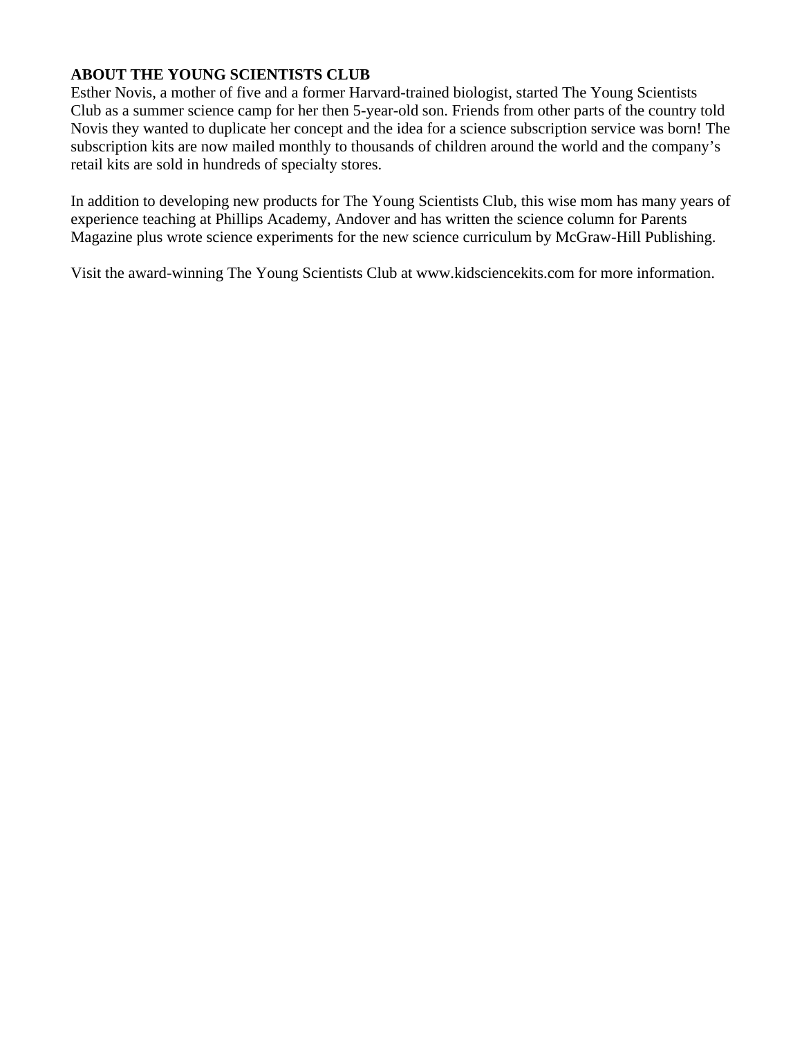**ABOUT THE YOUNG SCIENTISTS CLUB**

Esther Novis, a mother of five and a former Harvard-trained biologist, started The Young Scientists Club as a summer science camp for her then 5-year-old son. Friends from other parts of the country told Novis they wanted to duplicate her concept and the idea for a science subscription service was born! The subscription kits are now mailed monthly to thousands of children around the world and the company's retail kits are sold in hundreds of specialty stores.

In addition to developing new products for The Young Scientists Club, this wise mom has many years of experience teaching at Phillips Academy, Andover and has written the science column for Parents Magazine plus wrote science experiments for the new science curriculum by McGraw-Hill Publishing.

Visit the award-winning The Young Scientists Club at www.kidsciencekits.com for more information.